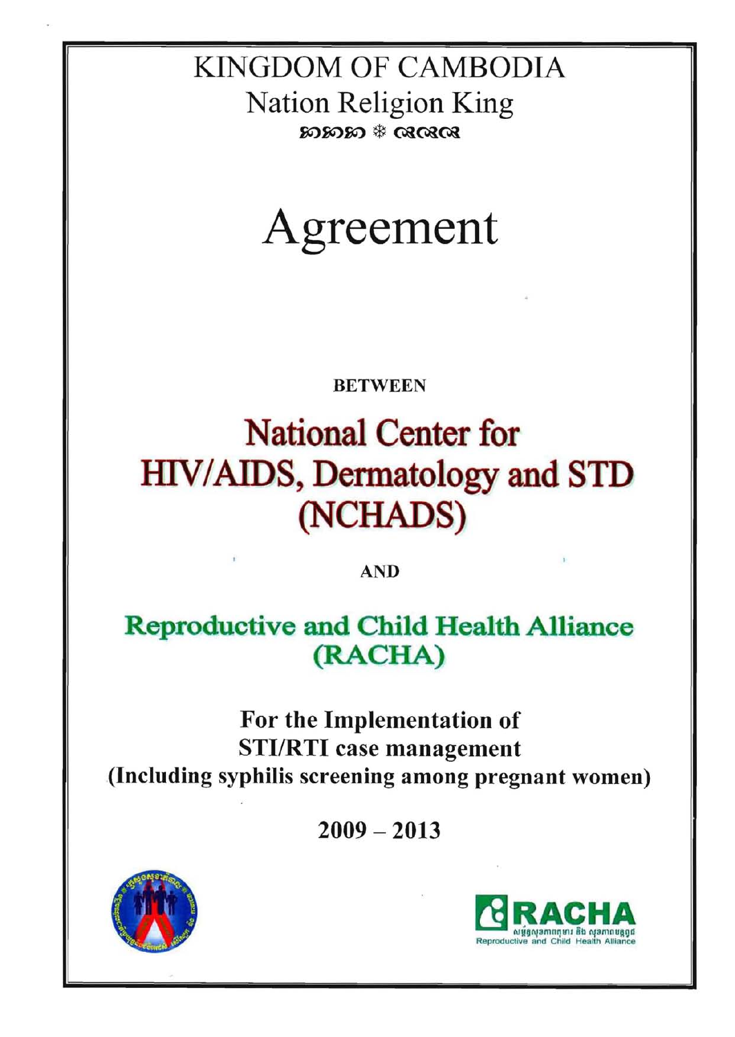KINGDOM OF CAMBODIA

Nation Religion King

# Agreement

**BETWEEN**

## National Center for HIV/AIDS, Dermatology and STD (NCHADS)

**AND**

## Reproductive and Child Health Alliance (RACHA)

**For the Implementation of STI/RTI case management (Including syphilis screening among pregnant women)**

**2009 – 2013**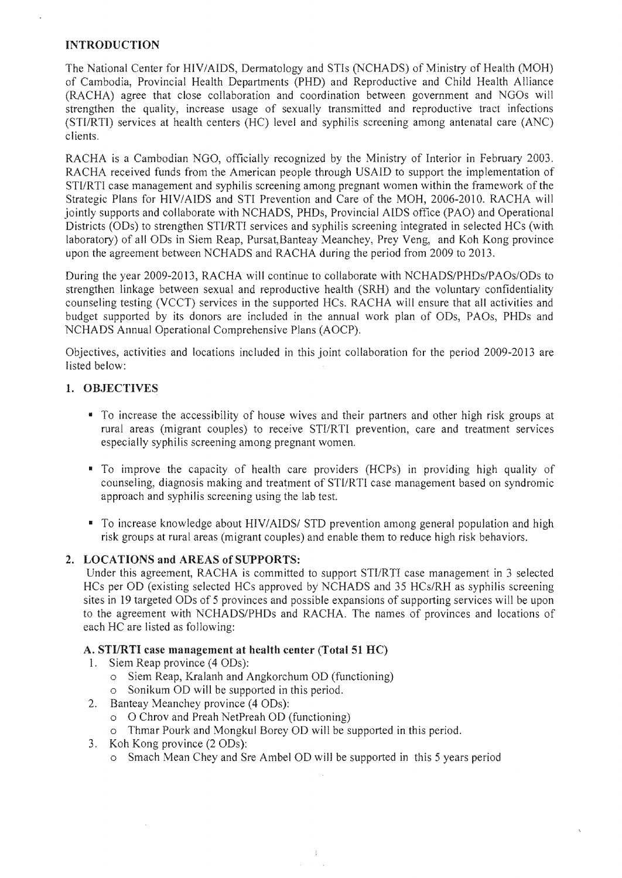## INTRODUCTION

The National Center for HIV/AIDS, Dermatology and STIs (NCHADS) of Ministry of Health (MOH) of Cambodia, Provincial Health Departments (PHD) and Reproductive and Child Health Alliance (RACHA) agree that close collaboration and coordination between government and NGOs will strengthen the quality, increase usage of sexually transmitted and reproductive tract infections (STI/RTI) services at health centers (HC) level and syphilis screening among antenatal care (ANC) clients.

RACHA is a Cambodian NGO, officially recognized by the Ministry of Interior in February 2003. RACHA received funds from the American people through USAID to support the implementation of STI/RTI case management and syphilis screening among pregnant women within the framework of the Strategic Plans for HIV/AIDS and STI Prevention and Care of the MOH, 2006-2010. RACHA will jointly supports and collaborate with NCHADS, PHDs, Provincial AIDS office (PAO) and Operational Districts (ODs) to strengthen STI/RTI services and syphilis screening integrated in selected HCs (with laboratory) of all ODs in Siem Reap, Pursat,Banteay Meanchey, Prey Veng, and Koh Kong province upon the agreement between NCHADS and RACHA during the period from 2009 to 2013.

During the year 2009-2013, RACHA will continue to collaborate with NCHADS/PHDs/PAOs/ODs to strengthen linkage between sexual and reproductive health (SRH) and the voluntary confidentiality counseling testing (VCCT) services in the supported HCs. RACHA will ensure that all activities and budget supported by its donors are included in the annual work plan of ODs, PAOs, PHDs and NCHADS Annual Operational Comprehensive Plans (AOCP).

Objectives, activities and locations included in this joint collaboration for the period 2009-2013 are listed below:

### 1. OBJECTIVES

- To increase the accessibility of house wives and their partners and other high risk groups at rural areas (migrant couples) to receive STI/RTI prevention, care and treatment services especially syphilis screening among pregnant women.
- To improve the capacity of health care providers (HCPs) in providing high quality of counseling, diagnosis making and treatment of STI/RTI case management based on syndromic approach and syphilis screening using the lab test.
- To increase knowledge about HIV/AIDS/ STD prevention among general population and high risk groups at rural areas (migrant couples) and enable them to reduce high risk behaviors.

### 2. LOCATIONS and AREAS of SUPPORTS:

Under this agreement, RACHA is committed to support STI/RTI case management in 3 selected HCs per OD (existing selected HCs approved by NCHADS and 35 HCs/RH as syphilis screening sites in 19 targeted ODs of 5 provinces and possible expansions of supporting services will be upon to the agreement with NCHADS/PHDs and RACHA. The names of provinces and locations of each HC are listed as following:

#### A. STI/RTI case management at health center (Total 51 HC)

1. Siem Reap province (4 ODs):
   - Siem Reap, Kralanh and Angkorchum OD (functioning)
   - Sonikum OD will be supported in this period.
2. Banteay Meanchey province (4 ODs):
   - O Chrov and Preah NetPreah OD (functioning)
   - Thmar Pourk and Mongkul Borey OD will be supported in this period.
3. Koh Kong province (2 ODs):
   - Smach Mean Chey and Sre Ambel OD will be supported in this 5 years period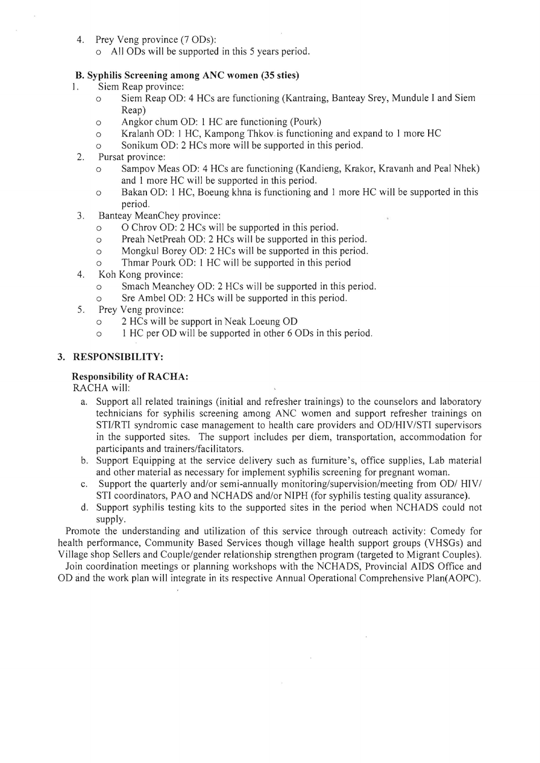4. Prey Veng province (7 ODs):
   - All ODs will be supported in this 5 years period.

**B. Syphilis Screening among ANC women (35 sties)**

1. Siem Reap province:
   - Siem Reap OD: 4 HCs are functioning (Kantraing, Banteay Srey, Mundule I and Siem Reap)
   - Angkor chum OD: 1 HC are functioning (Pourk)
   - Kralanh OD: 1 HC, Kampong Thkov is functioning and expand to 1 more HC
   - Sonikum OD: 2 HCs more will be supported in this period.
2. Pursat province:
   - Sampov Meas OD: 4 HCs are functioning (Kandieng, Krakor, Kravanh and Peal Nhek) and 1 more HC will be supported in this period.
   - Bakan OD: 1 HC, Boeung khna is functioning and 1 more HC will be supported in this period.
3. Banteay MeanChey province:
   - O Chrov OD: 2 HCs will be supported in this period.
   - Preah NetPreah OD: 2 HCs will be supported in this period.
   - Mongkul Borey OD: 2 HCs will be supported in this period.
   - Thmar Pourk OD: 1 HC will be supported in this period
4. Koh Kong province:
   - Smach Meanchey OD: 2 HCs will be supported in this period.
   - Sre Ambel OD: 2 HCs will be supported in this period.
5. Prey Veng province:
   - 2 HCs will be support in Neak Loeung OD
   - 1 HC per OD will be supported in other 6 ODs in this period.

## 3. RESPONSIBILITY:

### Responsibility of RACHA:

RACHA will:

a. Support all related trainings (initial and refresher trainings) to the counselors and laboratory technicians for syphilis screening among ANC women and support refresher trainings on STI/RTI syndromic case management to health care providers and OD/HIV/STI supervisors in the supported sites. The support includes per diem, transportation, accommodation for participants and trainers/facilitators.

b. Support Equipping at the service delivery such as furniture's, office supplies, Lab material and other material as necessary for implement syphilis screening for pregnant woman.

c. Support the quarterly and/or semi-annually monitoring/supervision/meeting from OD/ HIV/ STI coordinators, PAO and NCHADS and/or NIPH (for syphilis testing quality assurance).

d. Support syphilis testing kits to the supported sites in the period when NCHADS could not supply.

Promote the understanding and utilization of this service through outreach activity: Comedy for health performance, Community Based Services though village health support groups (VHSGs) and Village shop Sellers and Couple/gender relationship strengthen program (targeted to Migrant Couples).

Join coordination meetings or planning workshops with the NCHADS, Provincial AIDS Office and OD and the work plan will integrate in its respective Annual Operational Comprehensive Plan(AOPC).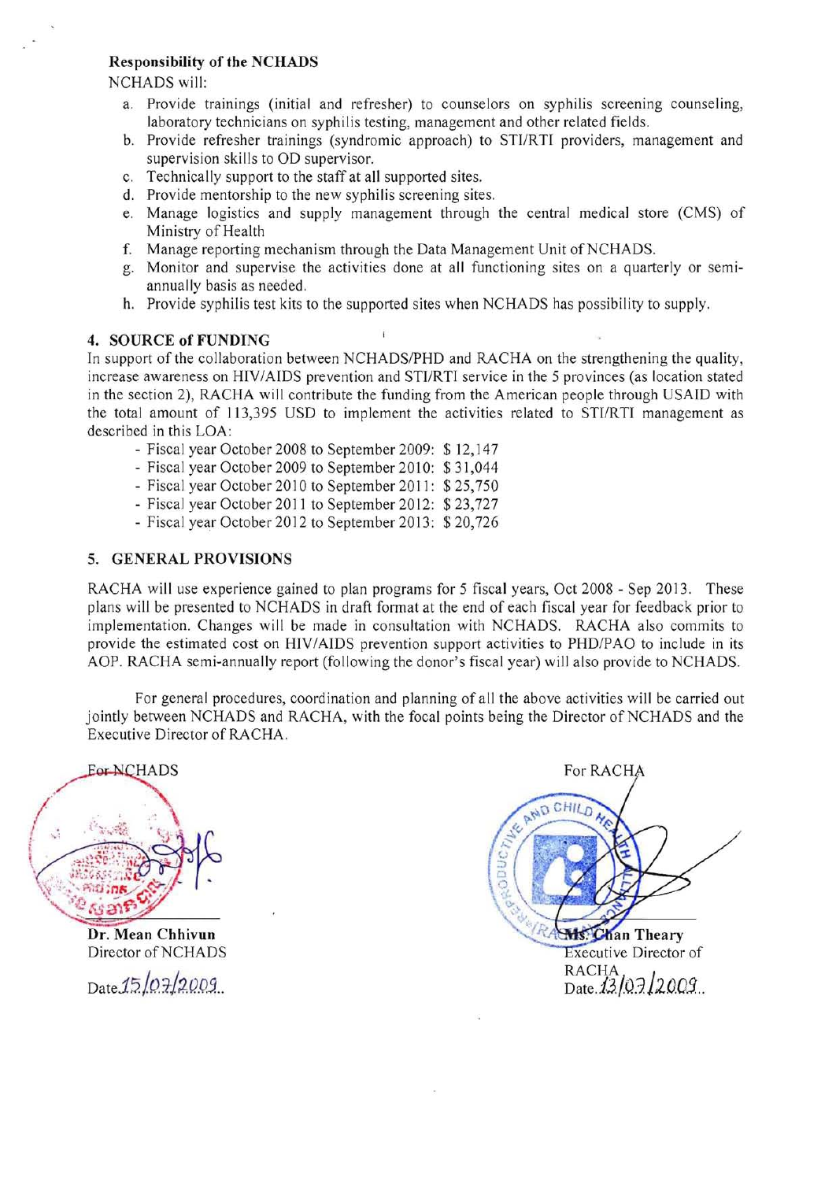**Responsibility of the NCHADS**

NCHADS will:

a. Provide trainings (initial and refresher) to counselors on syphilis screening counseling, laboratory technicians on syphilis testing, management and other related fields.
b. Provide refresher trainings (syndromic approach) to STI/RTI providers, management and supervision skills to OD supervisor.
c. Technically support to the staff at all supported sites.
d. Provide mentorship to the new syphilis screening sites.
e. Manage logistics and supply management through the central medical store (CMS) of Ministry of Health
f. Manage reporting mechanism through the Data Management Unit of NCHADS.
g. Monitor and supervise the activities done at all functioning sites on a quarterly or semi-annually basis as needed.
h. Provide syphilis test kits to the supported sites when NCHADS has possibility to supply.

## 4. SOURCE of FUNDING

In support of the collaboration between NCHADS/PHD and RACHA on the strengthening the quality, increase awareness on HIV/AIDS prevention and STI/RTI service in the 5 provinces (as location stated in the section 2), RACHA will contribute the funding from the American people through USAID with the total amount of 113,395 USD to implement the activities related to STI/RTI management as described in this LOA:

- Fiscal year October 2008 to September 2009: $ 12,147
- Fiscal year October 2009 to September 2010: $ 31,044
- Fiscal year October 2010 to September 2011: $ 25,750
- Fiscal year October 2011 to September 2012: $ 23,727
- Fiscal year October 2012 to September 2013: $ 20,726

## 5. GENERAL PROVISIONS

RACHA will use experience gained to plan programs for 5 fiscal years, Oct 2008 - Sep 2013. These plans will be presented to NCHADS in draft format at the end of each fiscal year for feedback prior to implementation. Changes will be made in consultation with NCHADS. RACHA also commits to provide the estimated cost on HIV/AIDS prevention support activities to PHD/PAO to include in its AOP. RACHA semi-annually report (following the donor's fiscal year) will also provide to NCHADS.

For general procedures, coordination and planning of all the above activities will be carried out jointly between NCHADS and RACHA, with the focal points being the Director of NCHADS and the Executive Director of RACHA.

| | |
|---|---|
| For NCHADS | For RACHA |
| **Dr. Mean Chhivun** | **Ms. Chan Theary** |
| Director of NCHADS | Executive Director of RACHA |
| Date 15/07/2009 | Date 13/07/2009 |